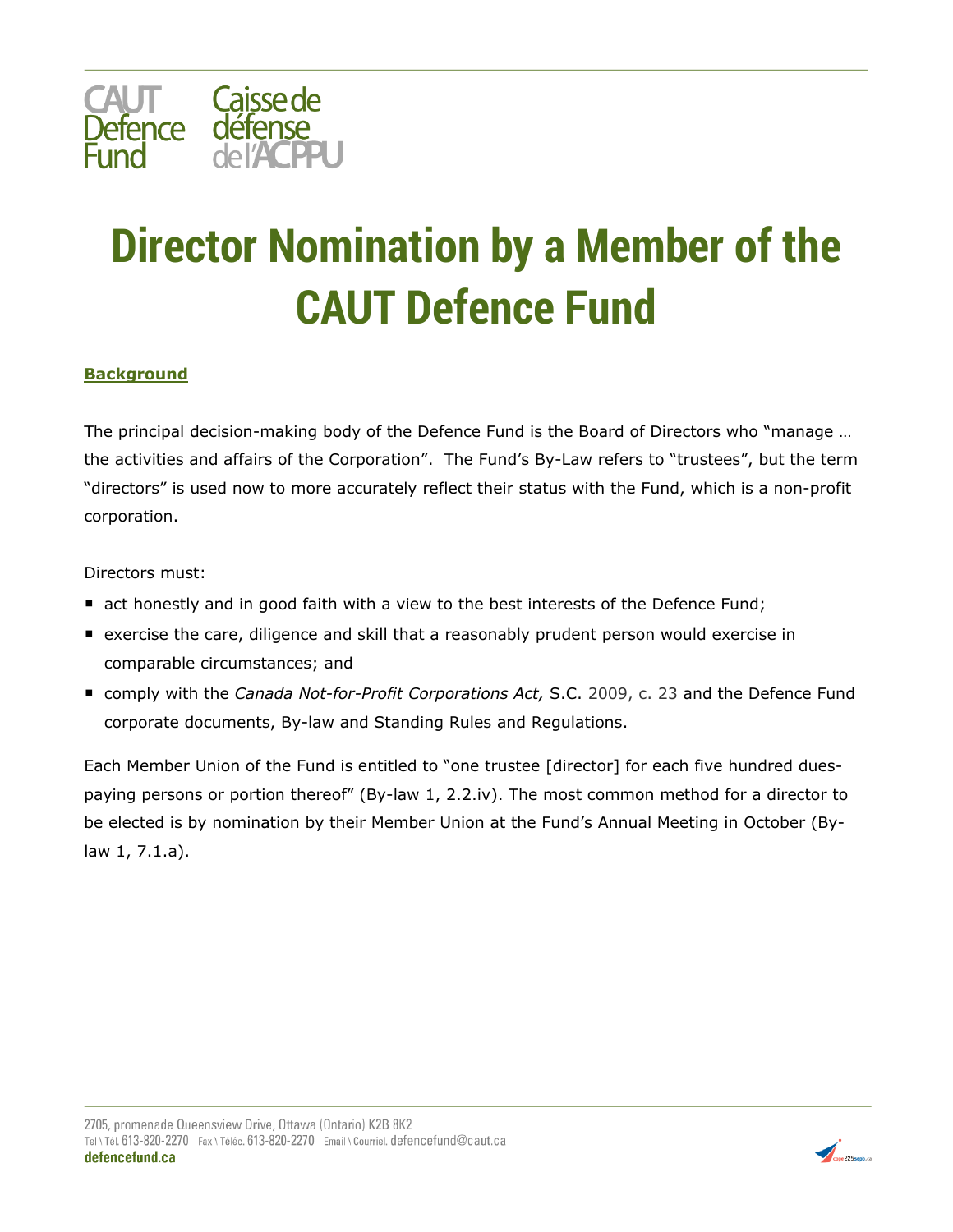# Director Nomination by a Member of the CAUT Defence Fund

**Background**

The principal decision-making body of the Defence Fund is the Board of Directors who "manage … the activities and affairs of the Corporation". The Fund's By-Law refers to "trustees", but the term "directors" is used now to more accurately reflect their status with the Fund, which is a non-profit corporation.

Directors must:

- act honestly and in good faith with a view to the best interests of the Defence Fund;
- exercise the care, diligence and skill that a reasonably prudent person would exercise in comparable circumstances; and
- comply with the *Canada Not-for-Profit Corporations Act,* S.C. 2009, c. 23 and the Defence Fund corporate documents, By-law and Standing Rules and Regulations.

Each Member Union of the Fund is entitled to "one trustee [director] for each five hundred dues-paying persons or portion thereof" (By-law 1, 2.2.iv). The most common method for a director to be elected is by nomination by their Member Union at the Fund's Annual Meeting in October (By-law 1, 7.1.a).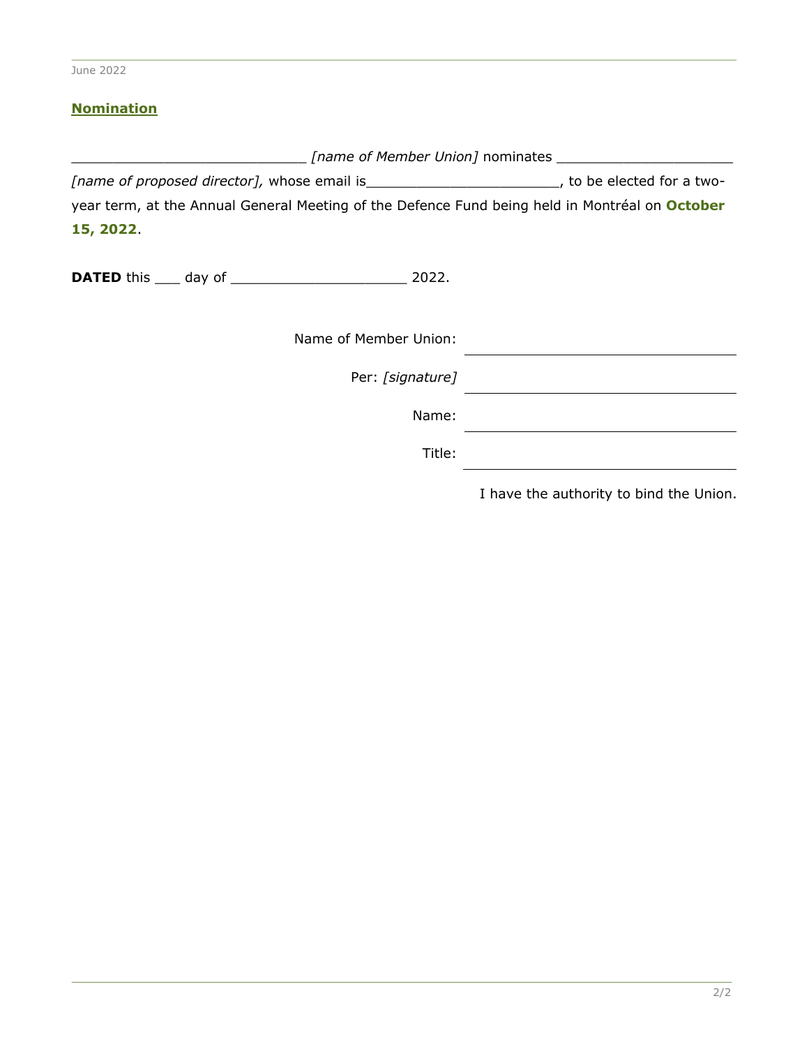## Nomination

____________________________ *[name of Member Union]* nominates _____________________ *[name of proposed director],* whose email is_______________________, to be elected for a two-year term, at the Annual General Meeting of the Defence Fund being held in Montréal on **October 15, 2022**.

**DATED** this ___ day of _____________________ 2022.

Name of Member Union: ______________________

Per: *[signature]* ______________________

Name: ______________________

Title: ______________________

I have the authority to bind the Union.